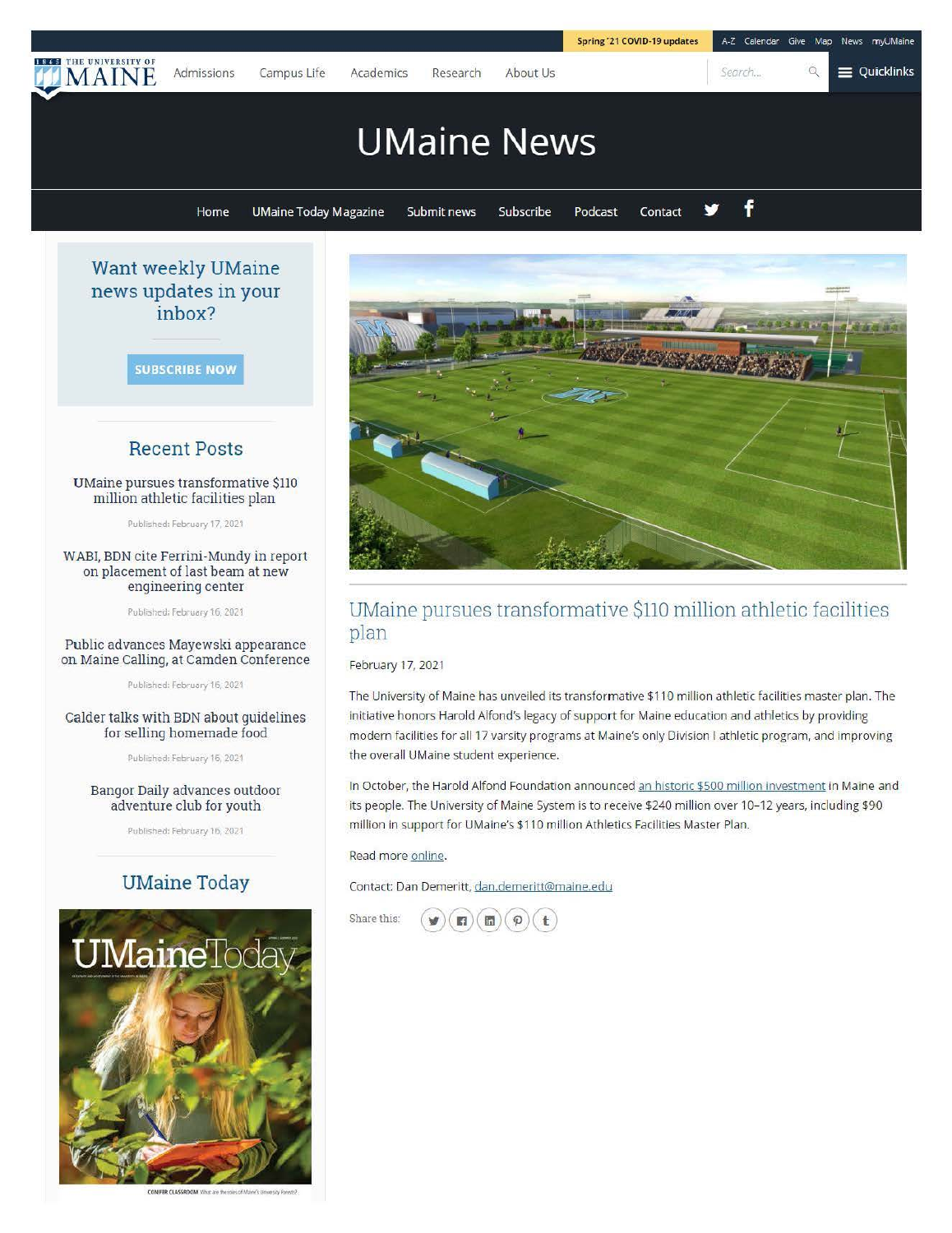Spring '21 COVID-19 updates | A-Z | Calendar | Give | Map | News | myUMaine

THE UNIVERSITY OF MAINE

Admissions | Campus Life | Academics | Research | About Us

Search... | Quicklinks

# UMaine News

Home | UMaine Today Magazine | Submit news | Subscribe | Podcast | Contact

## UMaine pursues transformative $110 million athletic facilities plan

February 17, 2021

The University of Maine has unveiled its transformative $110 million athletic facilities master plan. The initiative honors Harold Alfond's legacy of support for Maine education and athletics by providing modern facilities for all 17 varsity programs at Maine's only Division I athletic program, and improving the overall UMaine student experience.

In October, the Harold Alfond Foundation announced [an historic $500 million investment] in Maine and its people. The University of Maine System is to receive $240 million over 10–12 years, including $90 million in support for UMaine's $110 million Athletics Facilities Master Plan.

Read more [online].

Contact: Dan Demeritt, dan.demeritt@maine.edu

Share this:

### Want weekly UMaine news updates in your inbox?

SUBSCRIBE NOW

### Recent Posts

UMaine pursues transformative $110 million athletic facilities plan

Published: February 17, 2021

WABI, BDN cite Ferrini-Mundy in report on placement of last beam at new engineering center

Published: February 16, 2021

Public advances Mayewski appearance on Maine Calling, at Camden Conference

Published: February 16, 2021

Calder talks with BDN about guidelines for selling homemade food

Published: February 16, 2021

Bangor Daily advances outdoor adventure club for youth

Published: February 16, 2021

### UMaine Today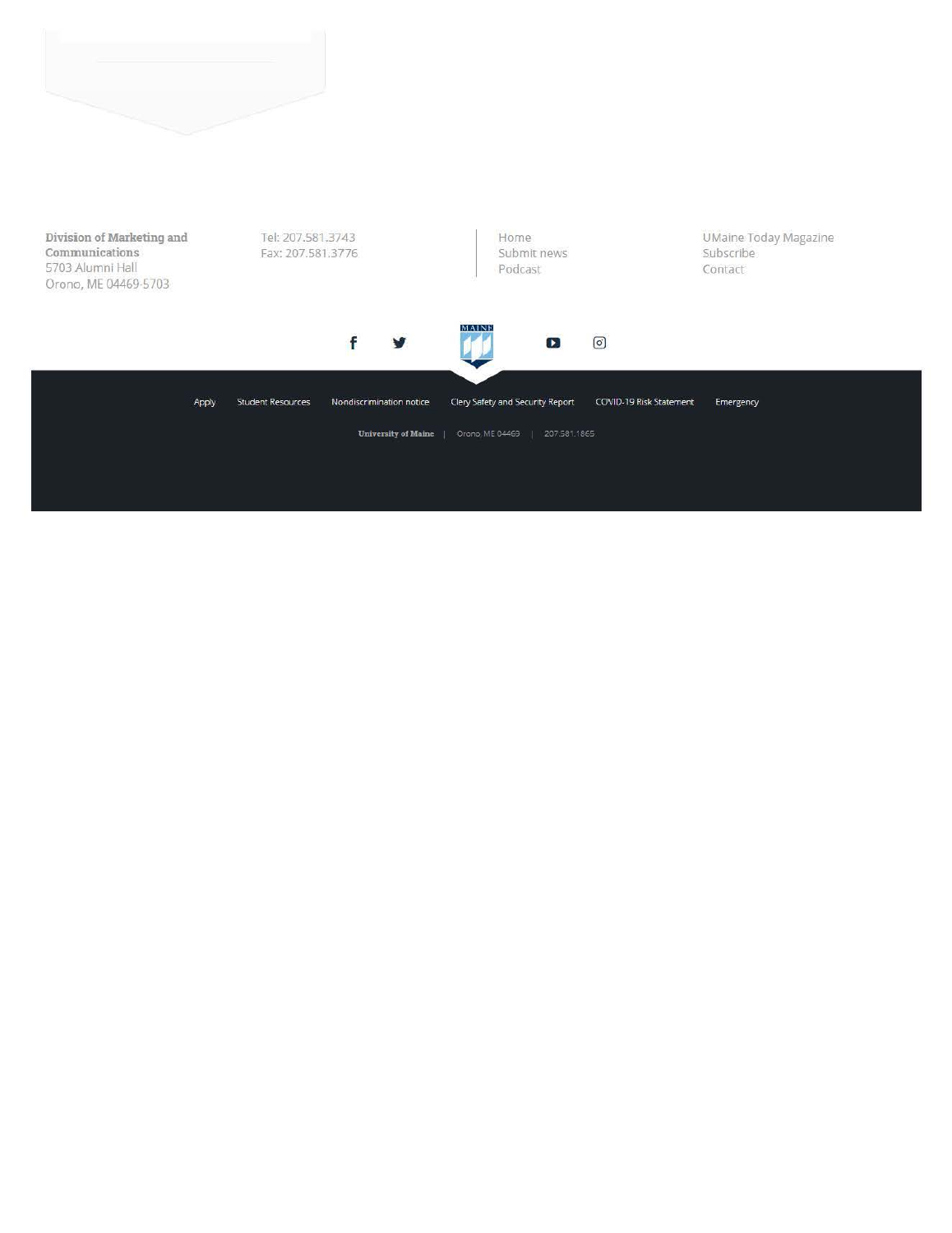**Division of Marketing and Communications**
5703 Alumni Hall
Orono, ME 04469-5703

Tel: 207.581.3743
Fax: 207.581.3776

Home
Submit news
Podcast

UMaine Today Magazine
Subscribe
Contact

Apply | Student Resources | Nondiscrimination notice | Clery Safety and Security Report | COVID-19 Risk Statement | Emergency

**University of Maine** | Orono, ME 04469 | 207.581.1865